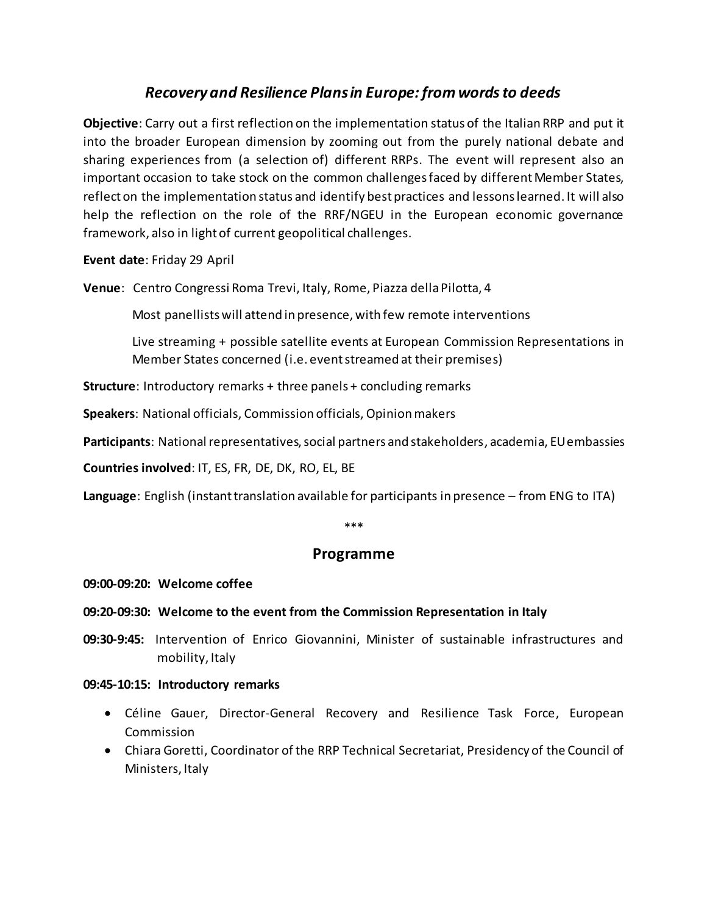# *Recovery and Resilience Plans in Europe: from words to deeds*

**Objective**: Carry out a first reflection on the implementation status of the Italian RRP and put it into the broader European dimension by zooming out from the purely national debate and sharing experiences from (a selection of) different RRPs. The event will represent also an important occasion to take stock on the common challenges faced by different Member States, reflect on the implementation status and identify best practices and lessons learned. It will also help the reflection on the role of the RRF/NGEU in the European economic governance framework, also in light of current geopolitical challenges.

**Event date**: Friday 29 April

**Venue**: Centro Congressi Roma Trevi, Italy, Rome, Piazza della Pilotta, 4

Most panellists will attend in presence, with few remote interventions

Live streaming + possible satellite events at European Commission Representations in Member States concerned (i.e. event streamed at their premises)

**Structure**: Introductory remarks + three panels + concluding remarks

**Speakers**: National officials, Commission officials, Opinion makers

**Participants**: National representatives, social partners and stakeholders, academia, EU embassies

**Countries involved**: IT, ES, FR, DE, DK, RO, EL, BE

**Language**: English (instant translation available for participants in presence – from ENG to ITA)

\*\*\*

## Programme

**09:00-09:20: Welcome coffee**

**09:20-09:30: Welcome to the event from the Commission Representation in Italy**

**09:30-9:45:** Intervention of Enrico Giovannini, Minister of sustainable infrastructures and mobility, Italy

**09:45-10:15: Introductory remarks**

- Céline Gauer, Director-General Recovery and Resilience Task Force, European Commission
- Chiara Goretti, Coordinator of the RRP Technical Secretariat, Presidency of the Council of Ministers, Italy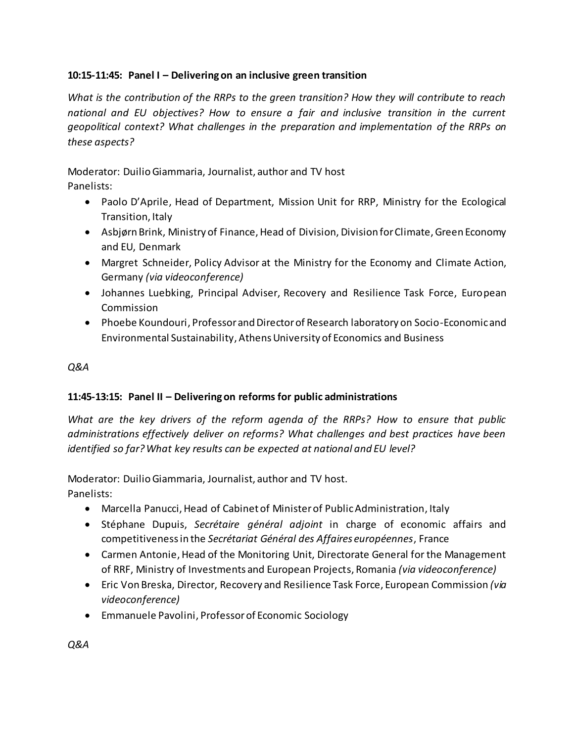**10:15-11:45: Panel I – Delivering on an inclusive green transition**

*What is the contribution of the RRPs to the green transition? How they will contribute to reach national and EU objectives? How to ensure a fair and inclusive transition in the current geopolitical context? What challenges in the preparation and implementation of the RRPs on these aspects?*

Moderator: Duilio Giammaria, Journalist, author and TV host
Panelists:

- Paolo D'Aprile, Head of Department, Mission Unit for RRP, Ministry for the Ecological Transition, Italy
- Asbjørn Brink, Ministry of Finance, Head of Division, Division for Climate, Green Economy and EU, Denmark
- Margret Schneider, Policy Advisor at the Ministry for the Economy and Climate Action, Germany *(via videoconference)*
- Johannes Luebking, Principal Adviser, Recovery and Resilience Task Force, European Commission
- Phoebe Koundouri, Professor and Director of Research laboratory on Socio-Economic and Environmental Sustainability, Athens University of Economics and Business

*Q&A*

**11:45-13:15: Panel II – Delivering on reforms for public administrations**

*What are the key drivers of the reform agenda of the RRPs? How to ensure that public administrations effectively deliver on reforms? What challenges and best practices have been identified so far? What key results can be expected at national and EU level?*

Moderator: Duilio Giammaria, Journalist, author and TV host.
Panelists:

- Marcella Panucci, Head of Cabinet of Minister of Public Administration, Italy
- Stéphane Dupuis, *Secrétaire général adjoint* in charge of economic affairs and competitiveness in the *Secrétariat Général des Affaires européennes*, France
- Carmen Antonie, Head of the Monitoring Unit, Directorate General for the Management of RRF, Ministry of Investments and European Projects, Romania *(via videoconference)*
- Eric Von Breska, Director, Recovery and Resilience Task Force, European Commission *(via videoconference)*
- Emmanuele Pavolini, Professor of Economic Sociology

*Q&A*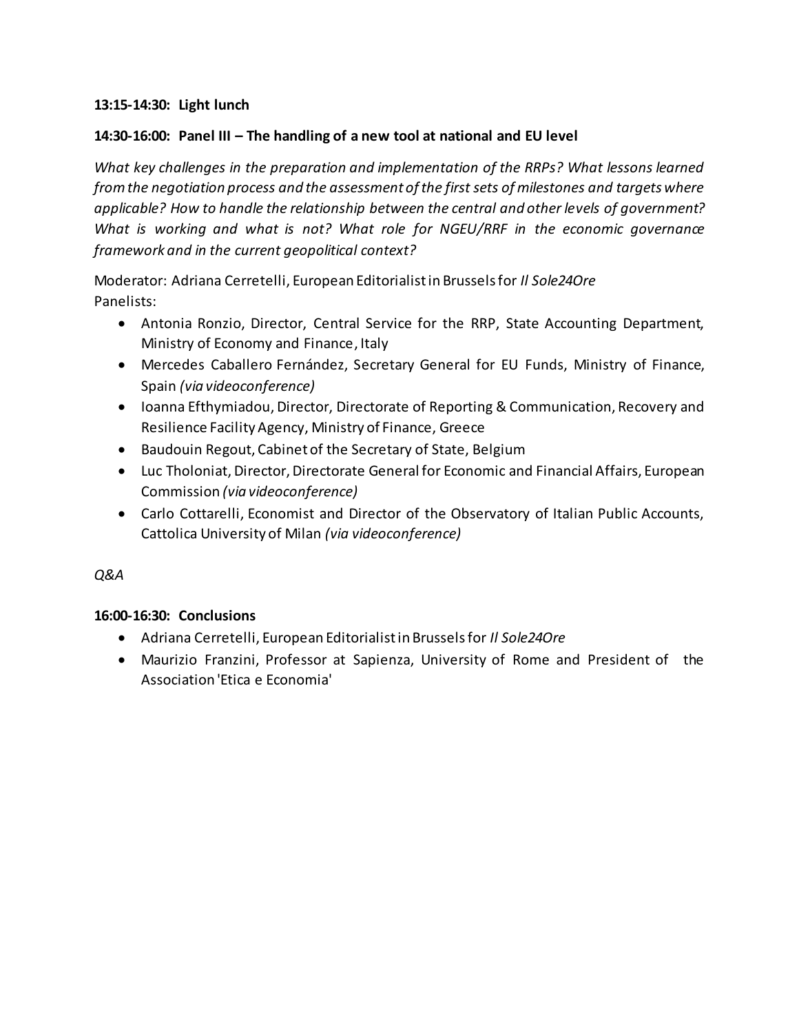**13:15-14:30: Light lunch**

**14:30-16:00: Panel III – The handling of a new tool at national and EU level**

*What key challenges in the preparation and implementation of the RRPs? What lessons learned from the negotiation process and the assessment of the first sets of milestones and targets where applicable? How to handle the relationship between the central and other levels of government? What is working and what is not? What role for NGEU/RRF in the economic governance framework and in the current geopolitical context?*

Moderator: Adriana Cerretelli, European Editorialist in Brussels for *Il Sole24Ore*
Panelists:

- Antonia Ronzio, Director, Central Service for the RRP, State Accounting Department, Ministry of Economy and Finance, Italy
- Mercedes Caballero Fernández, Secretary General for EU Funds, Ministry of Finance, Spain *(via videoconference)*
- Ioanna Efthymiadou, Director, Directorate of Reporting & Communication, Recovery and Resilience Facility Agency, Ministry of Finance, Greece
- Baudouin Regout, Cabinet of the Secretary of State, Belgium
- Luc Tholoniat, Director, Directorate General for Economic and Financial Affairs, European Commission *(via videoconference)*
- Carlo Cottarelli, Economist and Director of the Observatory of Italian Public Accounts, Cattolica University of Milan *(via videoconference)*

*Q&A*

**16:00-16:30: Conclusions**

- Adriana Cerretelli, European Editorialist in Brussels for *Il Sole24Ore*
- Maurizio Franzini, Professor at Sapienza, University of Rome and President of the Association 'Etica e Economia'